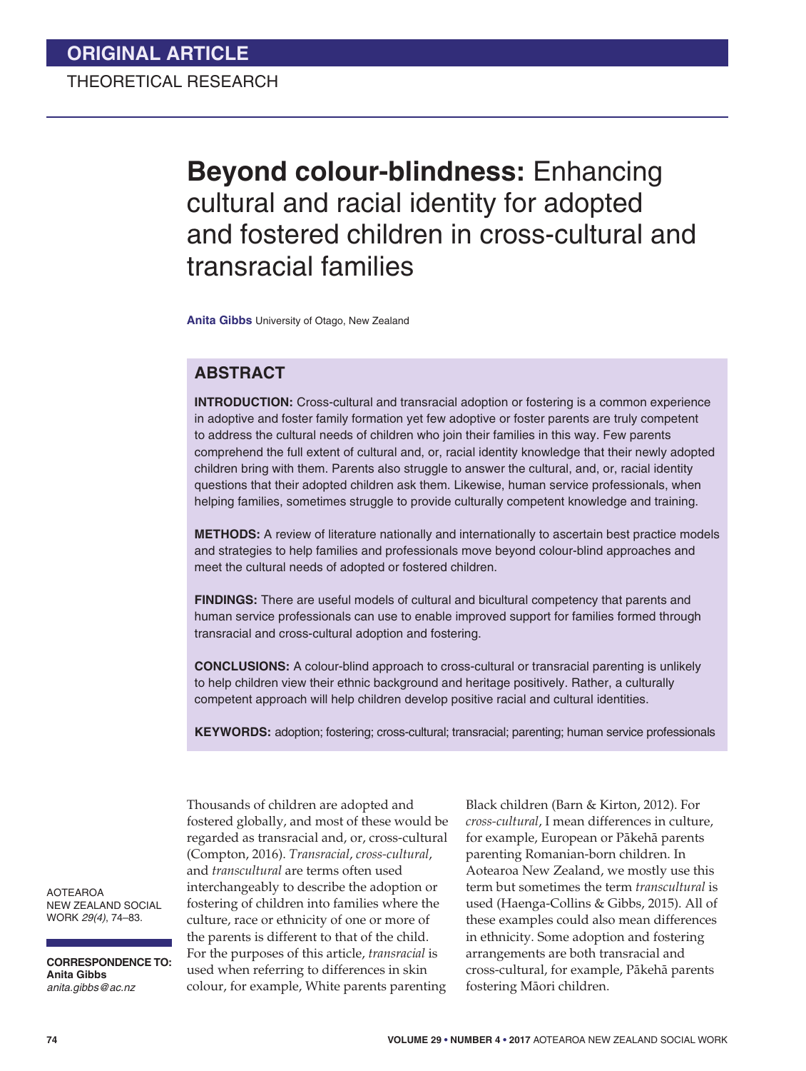ORIGINAL ARTICLE

THEORETICAL RESEARCH

# **Beyond colour-blindness:** Enhancing cultural and racial identity for adopted and fostered children in cross-cultural and transracial families

**Anita Gibbs** University of Otago, New Zealand

## ABSTRACT

**INTRODUCTION:** Cross-cultural and transracial adoption or fostering is a common experience in adoptive and foster family formation yet few adoptive or foster parents are truly competent to address the cultural needs of children who join their families in this way. Few parents comprehend the full extent of cultural and, or, racial identity knowledge that their newly adopted children bring with them. Parents also struggle to answer the cultural, and, or, racial identity questions that their adopted children ask them. Likewise, human service professionals, when helping families, sometimes struggle to provide culturally competent knowledge and training.

**METHODS:** A review of literature nationally and internationally to ascertain best practice models and strategies to help families and professionals move beyond colour-blind approaches and meet the cultural needs of adopted or fostered children.

**FINDINGS:** There are useful models of cultural and bicultural competency that parents and human service professionals can use to enable improved support for families formed through transracial and cross-cultural adoption and fostering.

**CONCLUSIONS:** A colour-blind approach to cross-cultural or transracial parenting is unlikely to help children view their ethnic background and heritage positively. Rather, a culturally competent approach will help children develop positive racial and cultural identities.

**KEYWORDS:** adoption; fostering; cross-cultural; transracial; parenting; human service professionals

AOTEAROA NEW ZEALAND SOCIAL WORK *29(4)*, 74–83.

**CORRESPONDENCE TO:**
**Anita Gibbs**
*anita.gibbs@ac.nz*

Thousands of children are adopted and fostered globally, and most of these would be regarded as transracial and, or, cross-cultural (Compton, 2016). *Transracial*, *cross-cultural*, and *transcultural* are terms often used interchangeably to describe the adoption or fostering of children into families where the culture, race or ethnicity of one or more of the parents is different to that of the child. For the purposes of this article, *transracial* is used when referring to differences in skin colour, for example, White parents parenting Black children (Barn & Kirton, 2012). For *cross-cultural*, I mean differences in culture, for example, European or Pākehā parents parenting Romanian-born children. In Aotearoa New Zealand, we mostly use this term but sometimes the term *transcultural* is used (Haenga-Collins & Gibbs, 2015). All of these examples could also mean differences in ethnicity. Some adoption and fostering arrangements are both transracial and cross-cultural, for example, Pākehā parents fostering Māori children.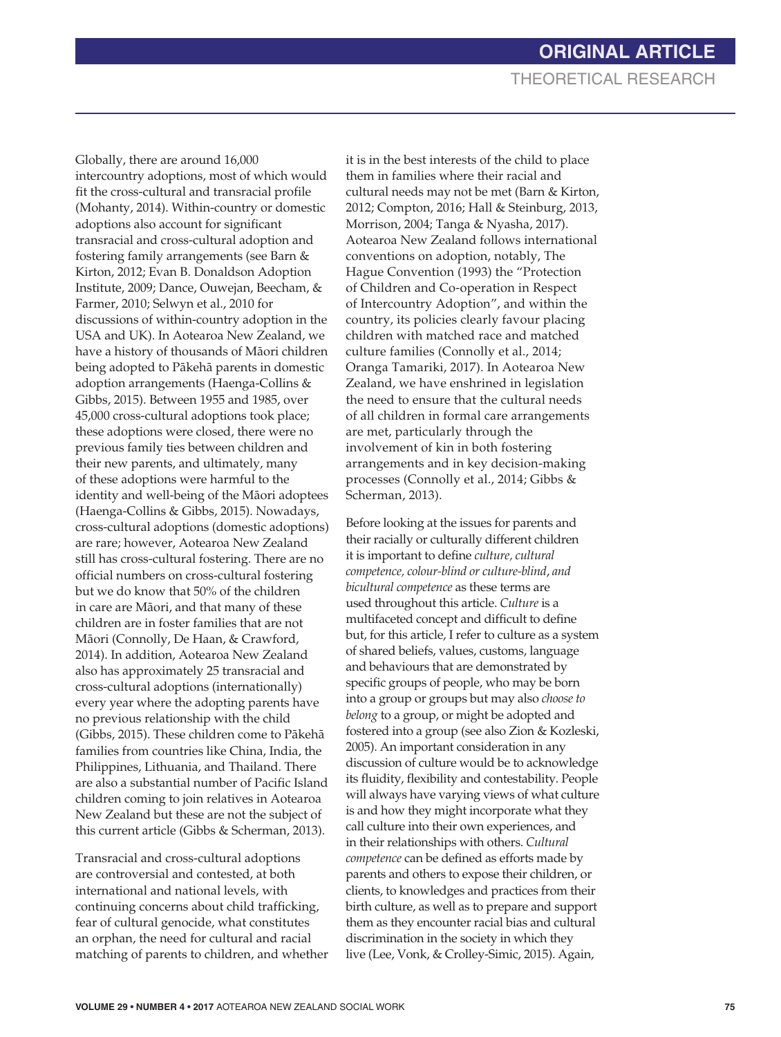Globally, there are around 16,000 intercountry adoptions, most of which would fit the cross-cultural and transracial profile (Mohanty, 2014). Within-country or domestic adoptions also account for significant transracial and cross-cultural adoption and fostering family arrangements (see Barn & Kirton, 2012; Evan B. Donaldson Adoption Institute, 2009; Dance, Ouwejan, Beecham, & Farmer, 2010; Selwyn et al., 2010 for discussions of within-country adoption in the USA and UK). In Aotearoa New Zealand, we have a history of thousands of Māori children being adopted to Pākehā parents in domestic adoption arrangements (Haenga-Collins & Gibbs, 2015). Between 1955 and 1985, over 45,000 cross-cultural adoptions took place; these adoptions were closed, there were no previous family ties between children and their new parents, and ultimately, many of these adoptions were harmful to the identity and well-being of the Māori adoptees (Haenga-Collins & Gibbs, 2015). Nowadays, cross-cultural adoptions (domestic adoptions) are rare; however, Aotearoa New Zealand still has cross-cultural fostering. There are no official numbers on cross-cultural fostering but we do know that 50% of the children in care are Māori, and that many of these children are in foster families that are not Māori (Connolly, De Haan, & Crawford, 2014). In addition, Aotearoa New Zealand also has approximately 25 transracial and cross-cultural adoptions (internationally) every year where the adopting parents have no previous relationship with the child (Gibbs, 2015). These children come to Pākehā families from countries like China, India, the Philippines, Lithuania, and Thailand. There are also a substantial number of Pacific Island children coming to join relatives in Aotearoa New Zealand but these are not the subject of this current article (Gibbs & Scherman, 2013).

Transracial and cross-cultural adoptions are controversial and contested, at both international and national levels, with continuing concerns about child trafficking, fear of cultural genocide, what constitutes an orphan, the need for cultural and racial matching of parents to children, and whether it is in the best interests of the child to place them in families where their racial and cultural needs may not be met (Barn & Kirton, 2012; Compton, 2016; Hall & Steinburg, 2013, Morrison, 2004; Tanga & Nyasha, 2017). Aotearoa New Zealand follows international conventions on adoption, notably, The Hague Convention (1993) the "Protection of Children and Co-operation in Respect of Intercountry Adoption", and within the country, its policies clearly favour placing children with matched race and matched culture families (Connolly et al., 2014; Oranga Tamariki, 2017). In Aotearoa New Zealand, we have enshrined in legislation the need to ensure that the cultural needs of all children in formal care arrangements are met, particularly through the involvement of kin in both fostering arrangements and in key decision-making processes (Connolly et al., 2014; Gibbs & Scherman, 2013).

Before looking at the issues for parents and their racially or culturally different children it is important to define *culture, cultural competence, colour-blind or culture-blind*, and *bicultural competence* as these terms are used throughout this article. *Culture* is a multifaceted concept and difficult to define but, for this article, I refer to culture as a system of shared beliefs, values, customs, language and behaviours that are demonstrated by specific groups of people, who may be born into a group or groups but may also *choose to belong* to a group, or might be adopted and fostered into a group (see also Zion & Kozleski, 2005). An important consideration in any discussion of culture would be to acknowledge its fluidity, flexibility and contestability. People will always have varying views of what culture is and how they might incorporate what they call culture into their own experiences, and in their relationships with others. *Cultural competence* can be defined as efforts made by parents and others to expose their children, or clients, to knowledges and practices from their birth culture, as well as to prepare and support them as they encounter racial bias and cultural discrimination in the society in which they live (Lee, Vonk, & Crolley-Simic, 2015). Again,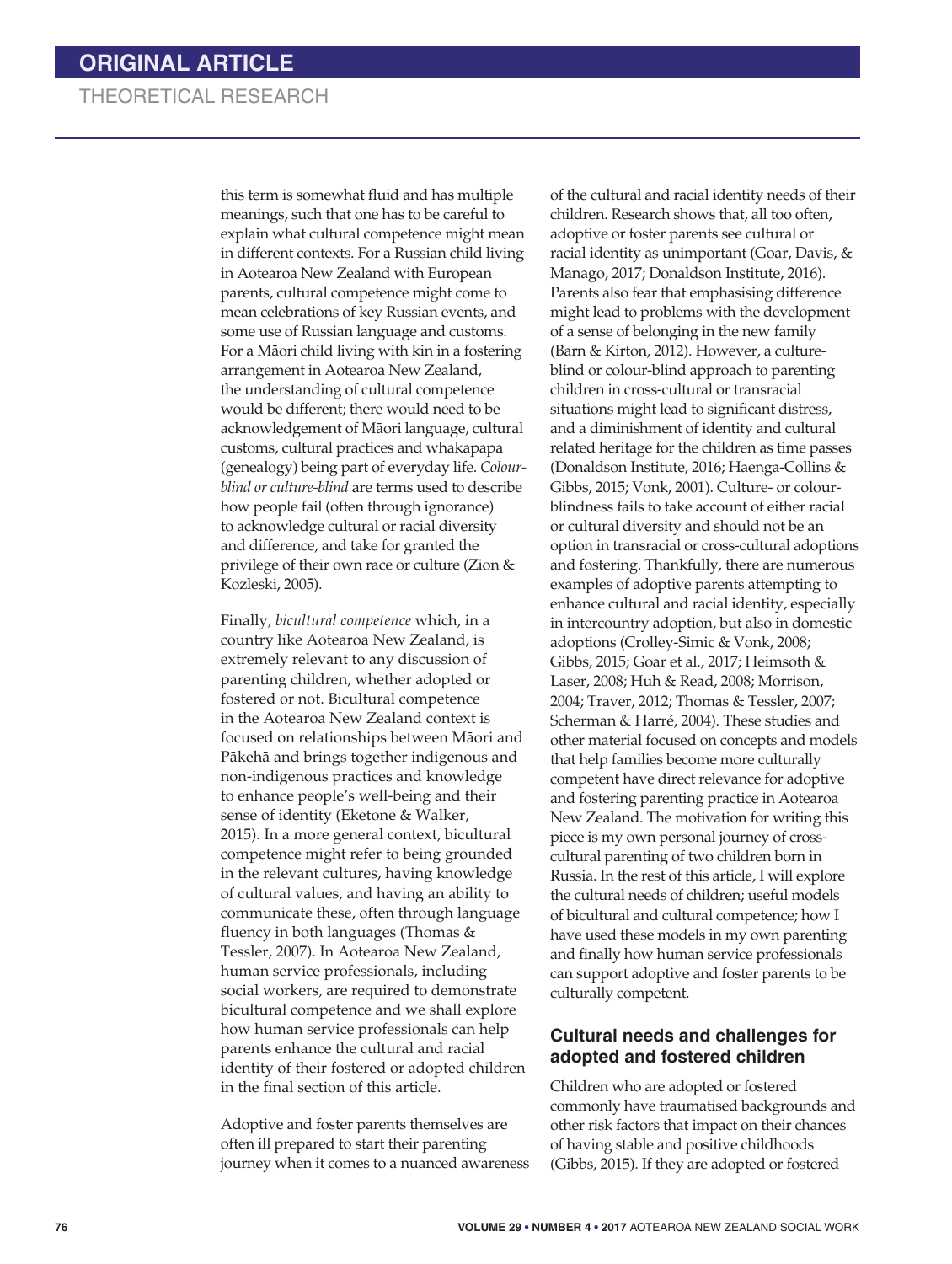this term is somewhat fluid and has multiple meanings, such that one has to be careful to explain what cultural competence might mean in different contexts. For a Russian child living in Aotearoa New Zealand with European parents, cultural competence might come to mean celebrations of key Russian events, and some use of Russian language and customs. For a Māori child living with kin in a fostering arrangement in Aotearoa New Zealand, the understanding of cultural competence would be different; there would need to be acknowledgement of Māori language, cultural customs, cultural practices and whakapapa (genealogy) being part of everyday life. *Colour-blind or culture-blind* are terms used to describe how people fail (often through ignorance) to acknowledge cultural or racial diversity and difference, and take for granted the privilege of their own race or culture (Zion & Kozleski, 2005).

Finally, *bicultural competence* which, in a country like Aotearoa New Zealand, is extremely relevant to any discussion of parenting children, whether adopted or fostered or not. Bicultural competence in the Aotearoa New Zealand context is focused on relationships between Māori and Pākehā and brings together indigenous and non-indigenous practices and knowledge to enhance people's well-being and their sense of identity (Eketone & Walker, 2015). In a more general context, bicultural competence might refer to being grounded in the relevant cultures, having knowledge of cultural values, and having an ability to communicate these, often through language fluency in both languages (Thomas & Tessler, 2007). In Aotearoa New Zealand, human service professionals, including social workers, are required to demonstrate bicultural competence and we shall explore how human service professionals can help parents enhance the cultural and racial identity of their fostered or adopted children in the final section of this article.

Adoptive and foster parents themselves are often ill prepared to start their parenting journey when it comes to a nuanced awareness of the cultural and racial identity needs of their children. Research shows that, all too often, adoptive or foster parents see cultural or racial identity as unimportant (Goar, Davis, & Manago, 2017; Donaldson Institute, 2016). Parents also fear that emphasising difference might lead to problems with the development of a sense of belonging in the new family (Barn & Kirton, 2012). However, a culture-blind or colour-blind approach to parenting children in cross-cultural or transracial situations might lead to significant distress, and a diminishment of identity and cultural related heritage for the children as time passes (Donaldson Institute, 2016; Haenga-Collins & Gibbs, 2015; Vonk, 2001). Culture- or colour-blindness fails to take account of either racial or cultural diversity and should not be an option in transracial or cross-cultural adoptions and fostering. Thankfully, there are numerous examples of adoptive parents attempting to enhance cultural and racial identity, especially in intercountry adoption, but also in domestic adoptions (Crolley-Simic & Vonk, 2008; Gibbs, 2015; Goar et al., 2017; Heimsoth & Laser, 2008; Huh & Read, 2008; Morrison, 2004; Traver, 2012; Thomas & Tessler, 2007; Scherman & Harré, 2004). These studies and other material focused on concepts and models that help families become more culturally competent have direct relevance for adoptive and fostering parenting practice in Aotearoa New Zealand. The motivation for writing this piece is my own personal journey of cross-cultural parenting of two children born in Russia. In the rest of this article, I will explore the cultural needs of children; useful models of bicultural and cultural competence; how I have used these models in my own parenting and finally how human service professionals can support adoptive and foster parents to be culturally competent.

## Cultural needs and challenges for adopted and fostered children

Children who are adopted or fostered commonly have traumatised backgrounds and other risk factors that impact on their chances of having stable and positive childhoods (Gibbs, 2015). If they are adopted or fostered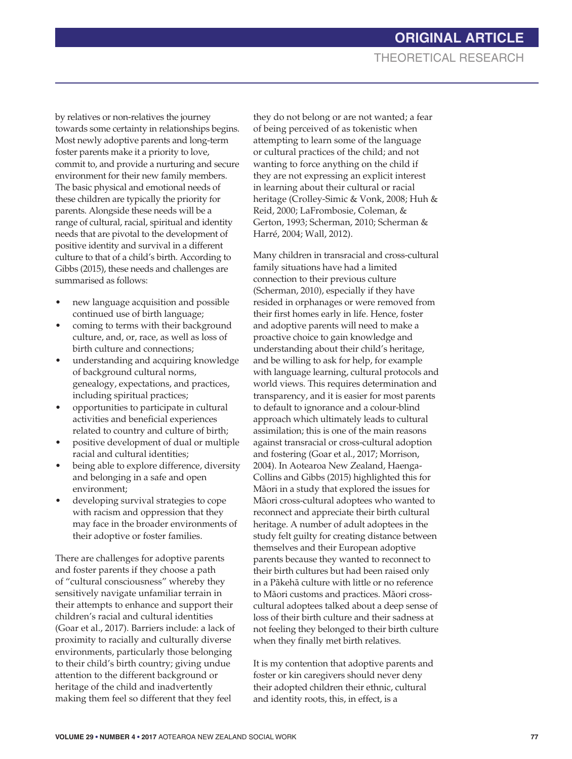by relatives or non-relatives the journey towards some certainty in relationships begins. Most newly adoptive parents and long-term foster parents make it a priority to love, commit to, and provide a nurturing and secure environment for their new family members. The basic physical and emotional needs of these children are typically the priority for parents. Alongside these needs will be a range of cultural, racial, spiritual and identity needs that are pivotal to the development of positive identity and survival in a different culture to that of a child's birth. According to Gibbs (2015), these needs and challenges are summarised as follows:

- new language acquisition and possible continued use of birth language;
- coming to terms with their background culture, and, or, race, as well as loss of birth culture and connections;
- understanding and acquiring knowledge of background cultural norms, genealogy, expectations, and practices, including spiritual practices;
- opportunities to participate in cultural activities and beneficial experiences related to country and culture of birth;
- positive development of dual or multiple racial and cultural identities;
- being able to explore difference, diversity and belonging in a safe and open environment;
- developing survival strategies to cope with racism and oppression that they may face in the broader environments of their adoptive or foster families.

There are challenges for adoptive parents and foster parents if they choose a path of "cultural consciousness" whereby they sensitively navigate unfamiliar terrain in their attempts to enhance and support their children's racial and cultural identities (Goar et al., 2017). Barriers include: a lack of proximity to racially and culturally diverse environments, particularly those belonging to their child's birth country; giving undue attention to the different background or heritage of the child and inadvertently making them feel so different that they feel they do not belong or are not wanted; a fear of being perceived of as tokenistic when attempting to learn some of the language or cultural practices of the child; and not wanting to force anything on the child if they are not expressing an explicit interest in learning about their cultural or racial heritage (Crolley-Simic & Vonk, 2008; Huh & Reid, 2000; LaFrombosie, Coleman, & Gerton, 1993; Scherman, 2010; Scherman & Harré, 2004; Wall, 2012).

Many children in transracial and cross-cultural family situations have had a limited connection to their previous culture (Scherman, 2010), especially if they have resided in orphanages or were removed from their first homes early in life. Hence, foster and adoptive parents will need to make a proactive choice to gain knowledge and understanding about their child's heritage, and be willing to ask for help, for example with language learning, cultural protocols and world views. This requires determination and transparency, and it is easier for most parents to default to ignorance and a colour-blind approach which ultimately leads to cultural assimilation; this is one of the main reasons against transracial or cross-cultural adoption and fostering (Goar et al., 2017; Morrison, 2004). In Aotearoa New Zealand, Haenga-Collins and Gibbs (2015) highlighted this for Māori in a study that explored the issues for Māori cross-cultural adoptees who wanted to reconnect and appreciate their birth cultural heritage. A number of adult adoptees in the study felt guilty for creating distance between themselves and their European adoptive parents because they wanted to reconnect to their birth cultures but had been raised only in a Pākehā culture with little or no reference to Māori customs and practices. Māori cross-cultural adoptees talked about a deep sense of loss of their birth culture and their sadness at not feeling they belonged to their birth culture when they finally met birth relatives.

It is my contention that adoptive parents and foster or kin caregivers should never deny their adopted children their ethnic, cultural and identity roots, this, in effect, is a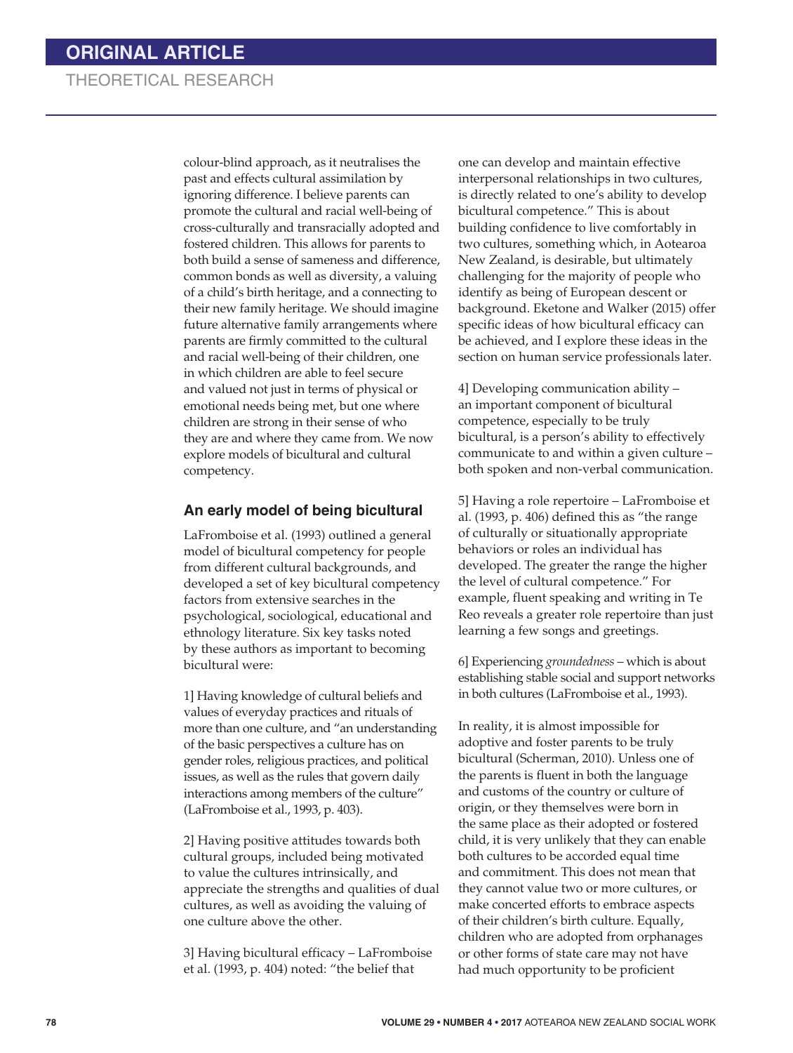colour-blind approach, as it neutralises the past and effects cultural assimilation by ignoring difference. I believe parents can promote the cultural and racial well-being of cross-culturally and transracially adopted and fostered children. This allows for parents to both build a sense of sameness and difference, common bonds as well as diversity, a valuing of a child's birth heritage, and a connecting to their new family heritage. We should imagine future alternative family arrangements where parents are firmly committed to the cultural and racial well-being of their children, one in which children are able to feel secure and valued not just in terms of physical or emotional needs being met, but one where children are strong in their sense of who they are and where they came from. We now explore models of bicultural and cultural competency.

## An early model of being bicultural

LaFromboise et al. (1993) outlined a general model of bicultural competency for people from different cultural backgrounds, and developed a set of key bicultural competency factors from extensive searches in the psychological, sociological, educational and ethnology literature. Six key tasks noted by these authors as important to becoming bicultural were:

1] Having knowledge of cultural beliefs and values of everyday practices and rituals of more than one culture, and "an understanding of the basic perspectives a culture has on gender roles, religious practices, and political issues, as well as the rules that govern daily interactions among members of the culture" (LaFromboise et al., 1993, p. 403).

2] Having positive attitudes towards both cultural groups, included being motivated to value the cultures intrinsically, and appreciate the strengths and qualities of dual cultures, as well as avoiding the valuing of one culture above the other.

3] Having bicultural efficacy – LaFromboise et al. (1993, p. 404) noted: "the belief that one can develop and maintain effective interpersonal relationships in two cultures, is directly related to one's ability to develop bicultural competence." This is about building confidence to live comfortably in two cultures, something which, in Aotearoa New Zealand, is desirable, but ultimately challenging for the majority of people who identify as being of European descent or background. Eketone and Walker (2015) offer specific ideas of how bicultural efficacy can be achieved, and I explore these ideas in the section on human service professionals later.

4] Developing communication ability – an important component of bicultural competence, especially to be truly bicultural, is a person's ability to effectively communicate to and within a given culture – both spoken and non-verbal communication.

5] Having a role repertoire – LaFromboise et al. (1993, p. 406) defined this as "the range of culturally or situationally appropriate behaviors or roles an individual has developed. The greater the range the higher the level of cultural competence." For example, fluent speaking and writing in Te Reo reveals a greater role repertoire than just learning a few songs and greetings.

6] Experiencing *groundedness* – which is about establishing stable social and support networks in both cultures (LaFromboise et al., 1993).

In reality, it is almost impossible for adoptive and foster parents to be truly bicultural (Scherman, 2010). Unless one of the parents is fluent in both the language and customs of the country or culture of origin, or they themselves were born in the same place as their adopted or fostered child, it is very unlikely that they can enable both cultures to be accorded equal time and commitment. This does not mean that they cannot value two or more cultures, or make concerted efforts to embrace aspects of their children's birth culture. Equally, children who are adopted from orphanages or other forms of state care may not have had much opportunity to be proficient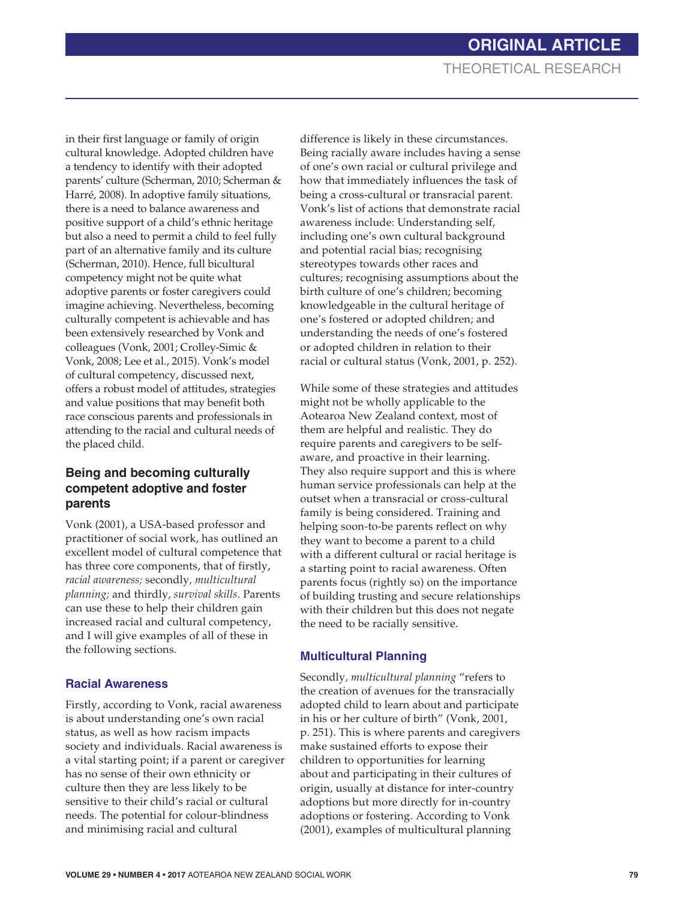in their first language or family of origin cultural knowledge. Adopted children have a tendency to identify with their adopted parents' culture (Scherman, 2010; Scherman & Harré, 2008). In adoptive family situations, there is a need to balance awareness and positive support of a child's ethnic heritage but also a need to permit a child to feel fully part of an alternative family and its culture (Scherman, 2010). Hence, full bicultural competency might not be quite what adoptive parents or foster caregivers could imagine achieving. Nevertheless, becoming culturally competent is achievable and has been extensively researched by Vonk and colleagues (Vonk, 2001; Crolley-Simic & Vonk, 2008; Lee et al., 2015). Vonk's model of cultural competency, discussed next, offers a robust model of attitudes, strategies and value positions that may benefit both race conscious parents and professionals in attending to the racial and cultural needs of the placed child.

## Being and becoming culturally competent adoptive and foster parents

Vonk (2001), a USA-based professor and practitioner of social work, has outlined an excellent model of cultural competence that has three core components, that of firstly, *racial awareness;* secondly*, multicultural planning;* and thirdly, *survival skills*. Parents can use these to help their children gain increased racial and cultural competency, and I will give examples of all of these in the following sections.

### Racial Awareness

Firstly, according to Vonk, racial awareness is about understanding one's own racial status, as well as how racism impacts society and individuals. Racial awareness is a vital starting point; if a parent or caregiver has no sense of their own ethnicity or culture then they are less likely to be sensitive to their child's racial or cultural needs. The potential for colour-blindness and minimising racial and cultural difference is likely in these circumstances. Being racially aware includes having a sense of one's own racial or cultural privilege and how that immediately influences the task of being a cross-cultural or transracial parent. Vonk's list of actions that demonstrate racial awareness include: Understanding self, including one's own cultural background and potential racial bias; recognising stereotypes towards other races and cultures; recognising assumptions about the birth culture of one's children; becoming knowledgeable in the cultural heritage of one's fostered or adopted children; and understanding the needs of one's fostered or adopted children in relation to their racial or cultural status (Vonk, 2001, p. 252).

While some of these strategies and attitudes might not be wholly applicable to the Aotearoa New Zealand context, most of them are helpful and realistic. They do require parents and caregivers to be self-aware, and proactive in their learning. They also require support and this is where human service professionals can help at the outset when a transracial or cross-cultural family is being considered. Training and helping soon-to-be parents reflect on why they want to become a parent to a child with a different cultural or racial heritage is a starting point to racial awareness. Often parents focus (rightly so) on the importance of building trusting and secure relationships with their children but this does not negate the need to be racially sensitive.

### Multicultural Planning

Secondly*, multicultural planning* "refers to the creation of avenues for the transracially adopted child to learn about and participate in his or her culture of birth" (Vonk, 2001, p. 251). This is where parents and caregivers make sustained efforts to expose their children to opportunities for learning about and participating in their cultures of origin, usually at distance for inter-country adoptions but more directly for in-country adoptions or fostering. According to Vonk (2001), examples of multicultural planning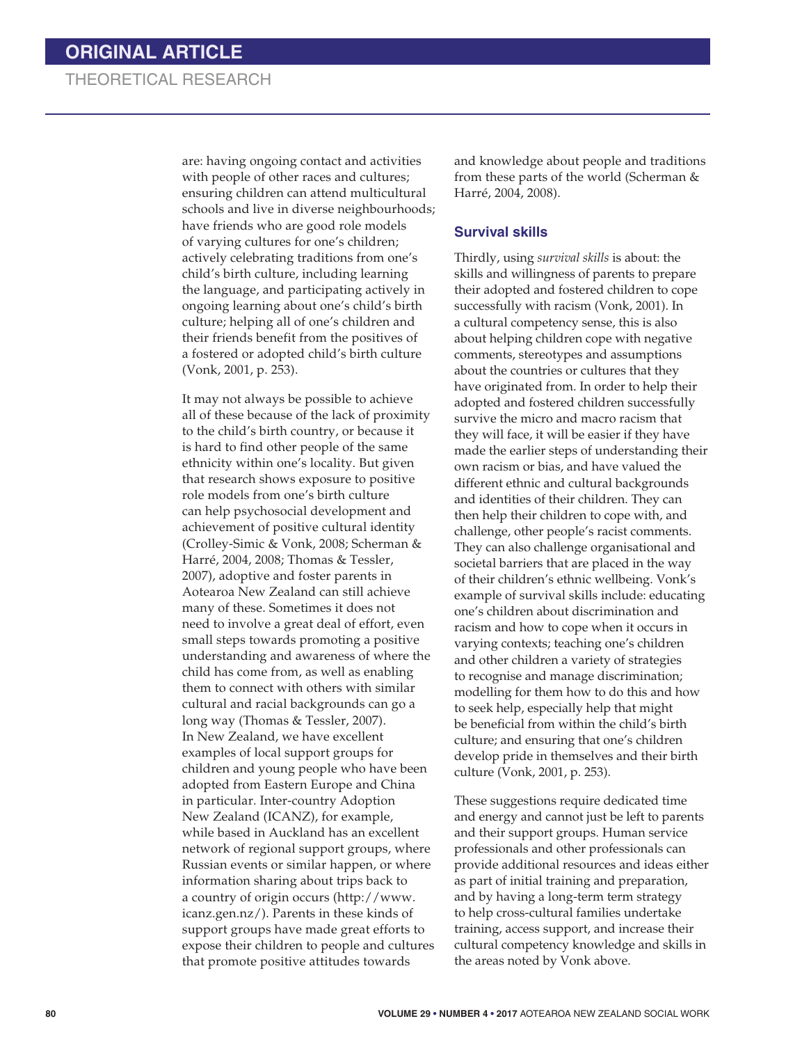are: having ongoing contact and activities with people of other races and cultures; ensuring children can attend multicultural schools and live in diverse neighbourhoods; have friends who are good role models of varying cultures for one's children; actively celebrating traditions from one's child's birth culture, including learning the language, and participating actively in ongoing learning about one's child's birth culture; helping all of one's children and their friends benefit from the positives of a fostered or adopted child's birth culture (Vonk, 2001, p. 253).

It may not always be possible to achieve all of these because of the lack of proximity to the child's birth country, or because it is hard to find other people of the same ethnicity within one's locality. But given that research shows exposure to positive role models from one's birth culture can help psychosocial development and achievement of positive cultural identity (Crolley-Simic & Vonk, 2008; Scherman & Harré, 2004, 2008; Thomas & Tessler, 2007), adoptive and foster parents in Aotearoa New Zealand can still achieve many of these. Sometimes it does not need to involve a great deal of effort, even small steps towards promoting a positive understanding and awareness of where the child has come from, as well as enabling them to connect with others with similar cultural and racial backgrounds can go a long way (Thomas & Tessler, 2007). In New Zealand, we have excellent examples of local support groups for children and young people who have been adopted from Eastern Europe and China in particular. Inter-country Adoption New Zealand (ICANZ), for example, while based in Auckland has an excellent network of regional support groups, where Russian events or similar happen, or where information sharing about trips back to a country of origin occurs (http://www.icanz.gen.nz/). Parents in these kinds of support groups have made great efforts to expose their children to people and cultures that promote positive attitudes towards and knowledge about people and traditions from these parts of the world (Scherman & Harré, 2004, 2008).

### Survival skills

Thirdly, using *survival skills* is about: the skills and willingness of parents to prepare their adopted and fostered children to cope successfully with racism (Vonk, 2001). In a cultural competency sense, this is also about helping children cope with negative comments, stereotypes and assumptions about the countries or cultures that they have originated from. In order to help their adopted and fostered children successfully survive the micro and macro racism that they will face, it will be easier if they have made the earlier steps of understanding their own racism or bias, and have valued the different ethnic and cultural backgrounds and identities of their children. They can then help their children to cope with, and challenge, other people's racist comments. They can also challenge organisational and societal barriers that are placed in the way of their children's ethnic wellbeing. Vonk's example of survival skills include: educating one's children about discrimination and racism and how to cope when it occurs in varying contexts; teaching one's children and other children a variety of strategies to recognise and manage discrimination; modelling for them how to do this and how to seek help, especially help that might be beneficial from within the child's birth culture; and ensuring that one's children develop pride in themselves and their birth culture (Vonk, 2001, p. 253).

These suggestions require dedicated time and energy and cannot just be left to parents and their support groups. Human service professionals and other professionals can provide additional resources and ideas either as part of initial training and preparation, and by having a long-term term strategy to help cross-cultural families undertake training, access support, and increase their cultural competency knowledge and skills in the areas noted by Vonk above.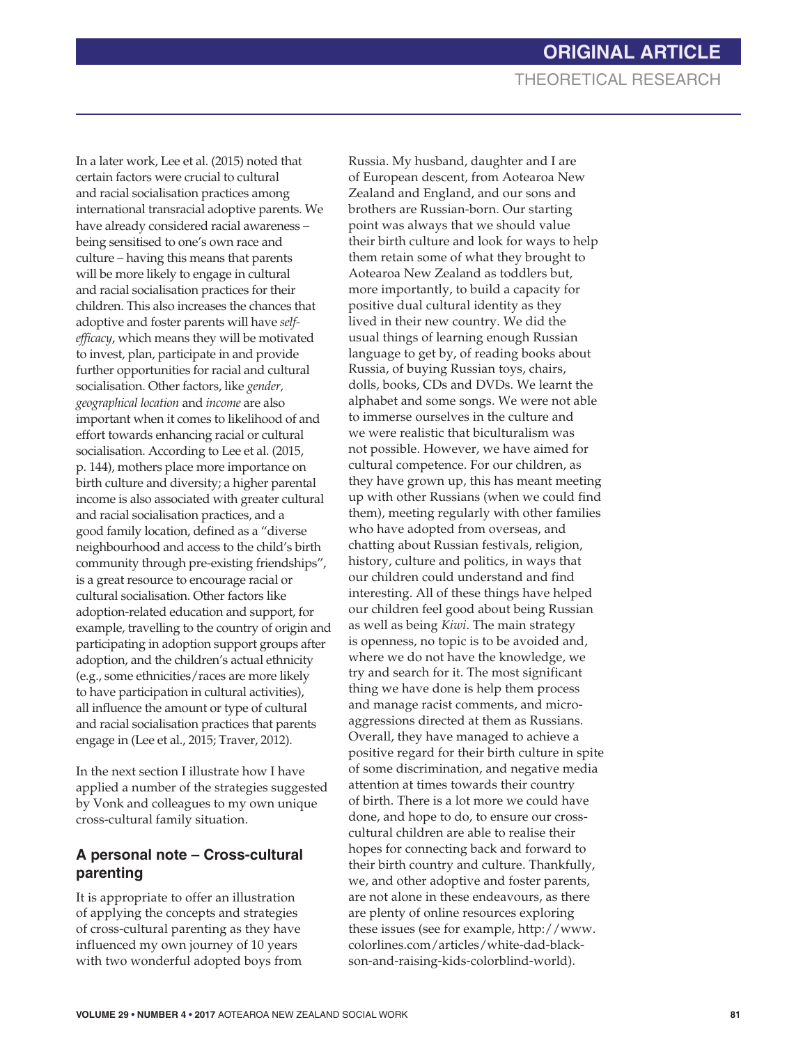In a later work, Lee et al. (2015) noted that certain factors were crucial to cultural and racial socialisation practices among international transracial adoptive parents. We have already considered racial awareness – being sensitised to one's own race and culture – having this means that parents will be more likely to engage in cultural and racial socialisation practices for their children. This also increases the chances that adoptive and foster parents will have *self-efficacy*, which means they will be motivated to invest, plan, participate in and provide further opportunities for racial and cultural socialisation. Other factors, like *gender, geographical location* and *income* are also important when it comes to likelihood of and effort towards enhancing racial or cultural socialisation. According to Lee et al. (2015, p. 144), mothers place more importance on birth culture and diversity; a higher parental income is also associated with greater cultural and racial socialisation practices, and a good family location, defined as a "diverse neighbourhood and access to the child's birth community through pre-existing friendships", is a great resource to encourage racial or cultural socialisation. Other factors like adoption-related education and support, for example, travelling to the country of origin and participating in adoption support groups after adoption, and the children's actual ethnicity (e.g., some ethnicities/races are more likely to have participation in cultural activities), all influence the amount or type of cultural and racial socialisation practices that parents engage in (Lee et al., 2015; Traver, 2012).

In the next section I illustrate how I have applied a number of the strategies suggested by Vonk and colleagues to my own unique cross-cultural family situation.

## A personal note – Cross-cultural parenting

It is appropriate to offer an illustration of applying the concepts and strategies of cross-cultural parenting as they have influenced my own journey of 10 years with two wonderful adopted boys from Russia. My husband, daughter and I are of European descent, from Aotearoa New Zealand and England, and our sons and brothers are Russian-born. Our starting point was always that we should value their birth culture and look for ways to help them retain some of what they brought to Aotearoa New Zealand as toddlers but, more importantly, to build a capacity for positive dual cultural identity as they lived in their new country. We did the usual things of learning enough Russian language to get by, of reading books about Russia, of buying Russian toys, chairs, dolls, books, CDs and DVDs. We learnt the alphabet and some songs. We were not able to immerse ourselves in the culture and we were realistic that biculturalism was not possible. However, we have aimed for cultural competence. For our children, as they have grown up, this has meant meeting up with other Russians (when we could find them), meeting regularly with other families who have adopted from overseas, and chatting about Russian festivals, religion, history, culture and politics, in ways that our children could understand and find interesting. All of these things have helped our children feel good about being Russian as well as being *Kiwi*. The main strategy is openness, no topic is to be avoided and, where we do not have the knowledge, we try and search for it. The most significant thing we have done is help them process and manage racist comments, and micro-aggressions directed at them as Russians. Overall, they have managed to achieve a positive regard for their birth culture in spite of some discrimination, and negative media attention at times towards their country of birth. There is a lot more we could have done, and hope to do, to ensure our cross-cultural children are able to realise their hopes for connecting back and forward to their birth country and culture. Thankfully, we, and other adoptive and foster parents, are not alone in these endeavours, as there are plenty of online resources exploring these issues (see for example, http://www.colorlines.com/articles/white-dad-black-son-and-raising-kids-colorblind-world).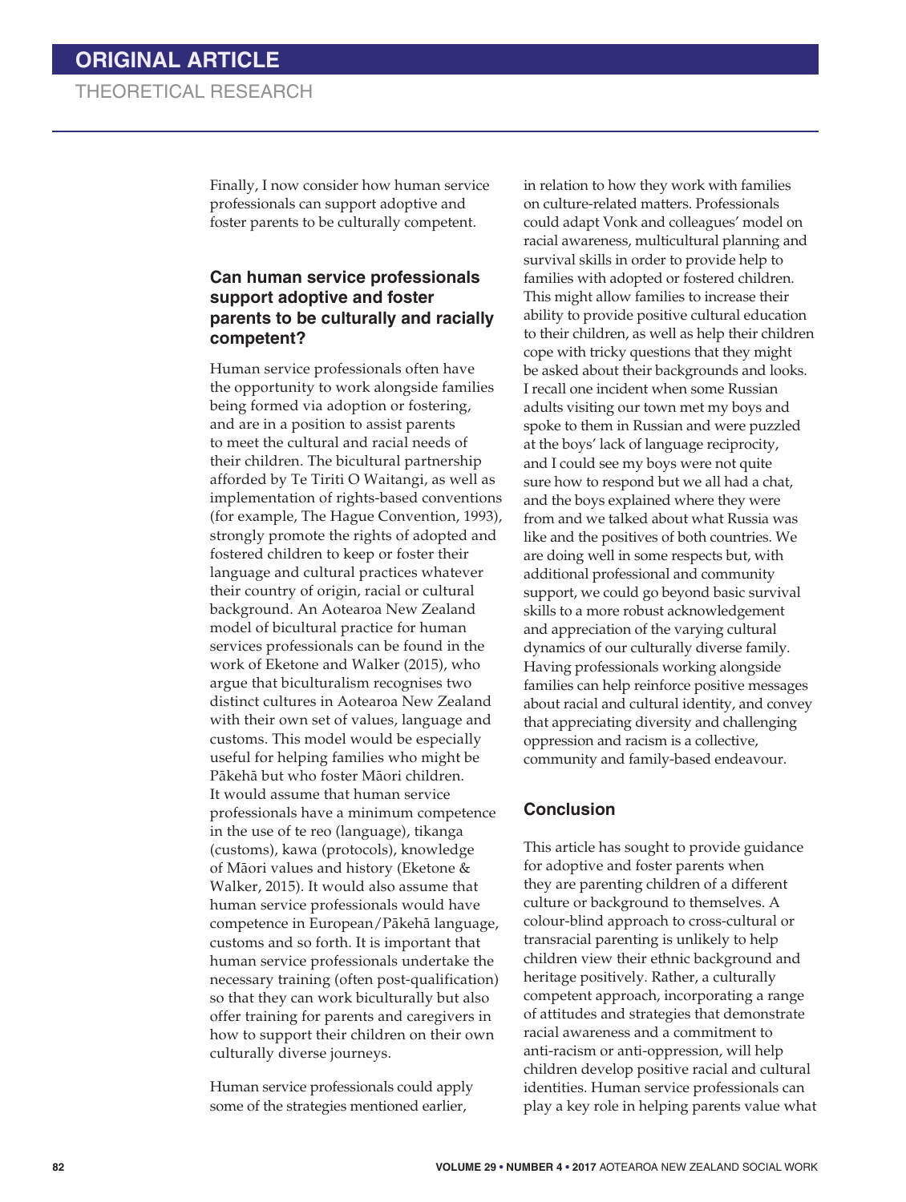Finally, I now consider how human service professionals can support adoptive and foster parents to be culturally competent.

## Can human service professionals support adoptive and foster parents to be culturally and racially competent?

Human service professionals often have the opportunity to work alongside families being formed via adoption or fostering, and are in a position to assist parents to meet the cultural and racial needs of their children. The bicultural partnership afforded by Te Tiriti O Waitangi, as well as implementation of rights-based conventions (for example, The Hague Convention, 1993), strongly promote the rights of adopted and fostered children to keep or foster their language and cultural practices whatever their country of origin, racial or cultural background. An Aotearoa New Zealand model of bicultural practice for human services professionals can be found in the work of Eketone and Walker (2015), who argue that biculturalism recognises two distinct cultures in Aotearoa New Zealand with their own set of values, language and customs. This model would be especially useful for helping families who might be Pākehā but who foster Māori children. It would assume that human service professionals have a minimum competence in the use of te reo (language), tikanga (customs), kawa (protocols), knowledge of Māori values and history (Eketone & Walker, 2015). It would also assume that human service professionals would have competence in European/Pākehā language, customs and so forth. It is important that human service professionals undertake the necessary training (often post-qualification) so that they can work biculturally but also offer training for parents and caregivers in how to support their children on their own culturally diverse journeys.

Human service professionals could apply some of the strategies mentioned earlier, in relation to how they work with families on culture-related matters. Professionals could adapt Vonk and colleagues' model on racial awareness, multicultural planning and survival skills in order to provide help to families with adopted or fostered children. This might allow families to increase their ability to provide positive cultural education to their children, as well as help their children cope with tricky questions that they might be asked about their backgrounds and looks. I recall one incident when some Russian adults visiting our town met my boys and spoke to them in Russian and were puzzled at the boys' lack of language reciprocity, and I could see my boys were not quite sure how to respond but we all had a chat, and the boys explained where they were from and we talked about what Russia was like and the positives of both countries. We are doing well in some respects but, with additional professional and community support, we could go beyond basic survival skills to a more robust acknowledgement and appreciation of the varying cultural dynamics of our culturally diverse family. Having professionals working alongside families can help reinforce positive messages about racial and cultural identity, and convey that appreciating diversity and challenging oppression and racism is a collective, community and family-based endeavour.

## Conclusion

This article has sought to provide guidance for adoptive and foster parents when they are parenting children of a different culture or background to themselves. A colour-blind approach to cross-cultural or transracial parenting is unlikely to help children view their ethnic background and heritage positively. Rather, a culturally competent approach, incorporating a range of attitudes and strategies that demonstrate racial awareness and a commitment to anti-racism or anti-oppression, will help children develop positive racial and cultural identities. Human service professionals can play a key role in helping parents value what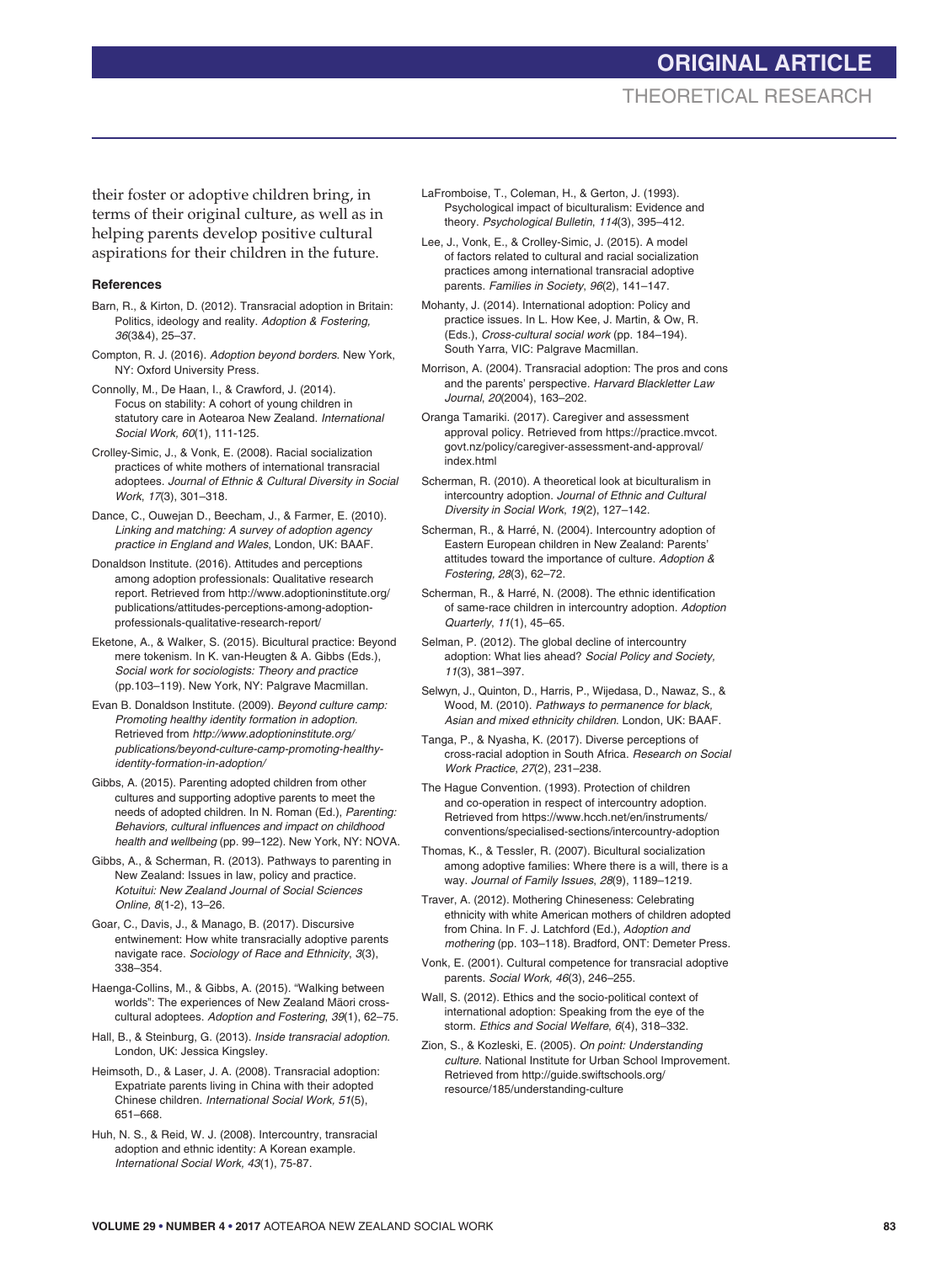their foster or adoptive children bring, in terms of their original culture, as well as in helping parents develop positive cultural aspirations for their children in the future.

### References

Barn, R., & Kirton, D. (2012). Transracial adoption in Britain: Politics, ideology and reality. *Adoption & Fostering, 36*(3&4), 25–37.

Compton, R. J. (2016). *Adoption beyond borders*. New York, NY: Oxford University Press.

Connolly, M., De Haan, I., & Crawford, J. (2014). Focus on stability: A cohort of young children in statutory care in Aotearoa New Zealand. *International Social Work, 60*(1), 111-125.

Crolley-Simic, J., & Vonk, E. (2008). Racial socialization practices of white mothers of international transracial adoptees. *Journal of Ethnic & Cultural Diversity in Social Work, 17*(3), 301–318.

Dance, C., Ouwejan D., Beecham, J., & Farmer, E. (2010). *Linking and matching: A survey of adoption agency practice in England and Wales*, London, UK: BAAF.

Donaldson Institute. (2016). Attitudes and perceptions among adoption professionals: Qualitative research report. Retrieved from http://www.adoptioninstitute.org/publications/attitudes-perceptions-among-adoption-professionals-qualitative-research-report/

Eketone, A., & Walker, S. (2015). Bicultural practice: Beyond mere tokenism. In K. van-Heugten & A. Gibbs (Eds.), *Social work for sociologists: Theory and practice* (pp.103–119). New York, NY: Palgrave Macmillan.

Evan B. Donaldson Institute. (2009). *Beyond culture camp: Promoting healthy identity formation in adoption.* Retrieved from *http://www.adoptioninstitute.org/publications/beyond-culture-camp-promoting-healthy-identity-formation-in-adoption/*

Gibbs, A. (2015). Parenting adopted children from other cultures and supporting adoptive parents to meet the needs of adopted children. In N. Roman (Ed.), *Parenting: Behaviors, cultural influences and impact on childhood health and wellbeing* (pp. 99–122). New York, NY: NOVA.

Gibbs, A., & Scherman, R. (2013). Pathways to parenting in New Zealand: Issues in law, policy and practice. *Kotuitui: New Zealand Journal of Social Sciences Online, 8*(1-2), 13–26.

Goar, C., Davis, J., & Manago, B. (2017). Discursive entwinement: How white transracially adoptive parents navigate race. *Sociology of Race and Ethnicity, 3*(3), 338–354.

Haenga-Collins, M., & Gibbs, A. (2015). "Walking between worlds": The experiences of New Zealand Māori cross-cultural adoptees. *Adoption and Fostering*, *39*(1), 62–75.

Hall, B., & Steinburg, G. (2013). *Inside transracial adoption.* London, UK: Jessica Kingsley.

Heimsoth, D., & Laser, J. A. (2008). Transracial adoption: Expatriate parents living in China with their adopted Chinese children. *International Social Work, 51*(5), 651–668.

Huh, N. S., & Reid, W. J. (2008). Intercountry, transracial adoption and ethnic identity: A Korean example. *International Social Work, 43*(1), 75-87.

LaFromboise, T., Coleman, H., & Gerton, J. (1993). Psychological impact of biculturalism: Evidence and theory. *Psychological Bulletin*, *114*(3), 395–412.

Lee, J., Vonk, E., & Crolley-Simic, J. (2015). A model of factors related to cultural and racial socialization practices among international transracial adoptive parents. *Families in Society*, *96*(2), 141–147.

Mohanty, J. (2014). International adoption: Policy and practice issues. In L. How Kee, J. Martin, & Ow, R. (Eds.), *Cross-cultural social work* (pp. 184–194). South Yarra, VIC: Palgrave Macmillan.

Morrison, A. (2004). Transracial adoption: The pros and cons and the parents' perspective. *Harvard Blackletter Law Journal*, *20*(2004), 163–202.

Oranga Tamariki. (2017). Caregiver and assessment approval policy. Retrieved from https://practice.mvcot.govt.nz/policy/caregiver-assessment-and-approval/index.html

Scherman, R. (2010). A theoretical look at biculturalism in intercountry adoption. *Journal of Ethnic and Cultural Diversity in Social Work*, *19*(2), 127–142.

Scherman, R., & Harré, N. (2004). Intercountry adoption of Eastern European children in New Zealand: Parents' attitudes toward the importance of culture. *Adoption & Fostering, 28*(3), 62–72.

Scherman, R., & Harré, N. (2008). The ethnic identification of same-race children in intercountry adoption. *Adoption Quarterly*, *11*(1), 45–65.

Selman, P. (2012). The global decline of intercountry adoption: What lies ahead? *Social Policy and Society, 11*(3), 381–397.

Selwyn, J., Quinton, D., Harris, P., Wijedasa, D., Nawaz, S., & Wood, M. (2010). *Pathways to permanence for black, Asian and mixed ethnicity children*. London, UK: BAAF.

Tanga, P., & Nyasha, K. (2017). Diverse perceptions of cross-racial adoption in South Africa. *Research on Social Work Practice*, *27*(2), 231–238.

The Hague Convention. (1993). Protection of children and co-operation in respect of intercountry adoption. Retrieved from https://www.hcch.net/en/instruments/conventions/specialised-sections/intercountry-adoption

Thomas, K., & Tessler, R. (2007). Bicultural socialization among adoptive families: Where there is a will, there is a way. *Journal of Family Issues*, *28*(9), 1189–1219.

Traver, A. (2012). Mothering Chineseness: Celebrating ethnicity with white American mothers of children adopted from China. In F. J. Latchford (Ed.), *Adoption and mothering* (pp. 103–118). Bradford, ONT: Demeter Press.

Vonk, E. (2001). Cultural competence for transracial adoptive parents. *Social Work, 46*(3), 246–255.

Wall, S. (2012). Ethics and the socio-political context of international adoption: Speaking from the eye of the storm. *Ethics and Social Welfare*, *6*(4), 318–332.

Zion, S., & Kozleski, E. (2005). *On point: Understanding culture.* National Institute for Urban School Improvement. Retrieved from http://guide.swiftschools.org/resource/185/understanding-culture